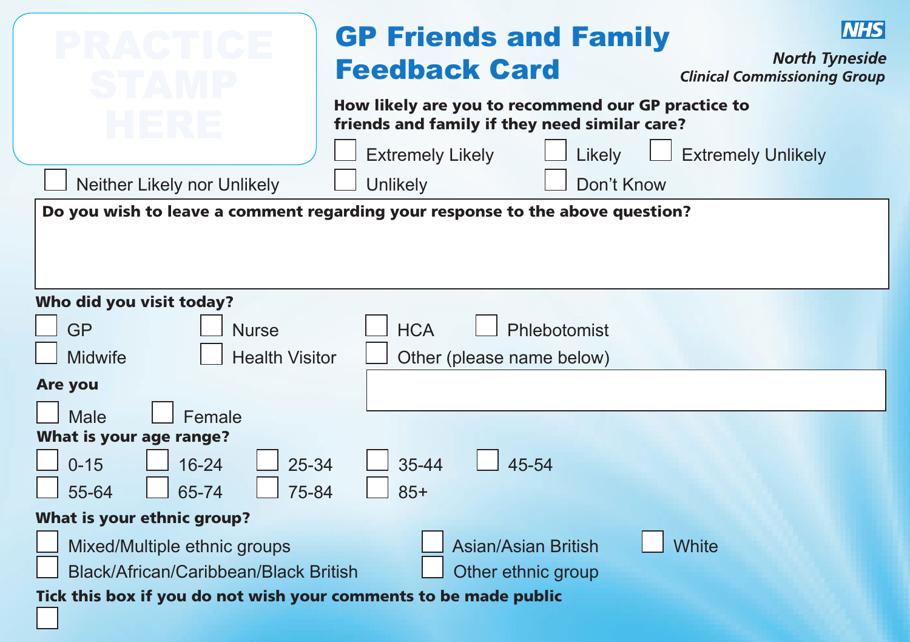PRACTICE STAMP HERE

# GP Friends and Family Feedback Card

NHS
*North Tyneside Clinical Commissioning Group*

**How likely are you to recommend our GP practice to friends and family if they need similar care?**

- ☐ Extremely Likely
- ☐ Likely
- ☐ Extremely Unlikely
- ☐ Neither Likely nor Unlikely
- ☐ Unlikely
- ☐ Don't Know

**Do you wish to leave a comment regarding your response to the above question?**

**Who did you visit today?**

- ☐ GP
- ☐ Nurse
- ☐ HCA
- ☐ Phlebotomist
- ☐ Midwife
- ☐ Health Visitor
- ☐ Other (please name below)

**Are you**

- ☐ Male
- ☐ Female

**What is your age range?**

- ☐ 0-15
- ☐ 16-24
- ☐ 25-34
- ☐ 35-44
- ☐ 45-54
- ☐ 55-64
- ☐ 65-74
- ☐ 75-84
- ☐ 85+

**What is your ethnic group?**

- ☐ Mixed/Multiple ethnic groups
- ☐ Asian/Asian British
- ☐ White
- ☐ Black/African/Caribbean/Black British
- ☐ Other ethnic group

**Tick this box if you do not wish your comments to be made public**

☐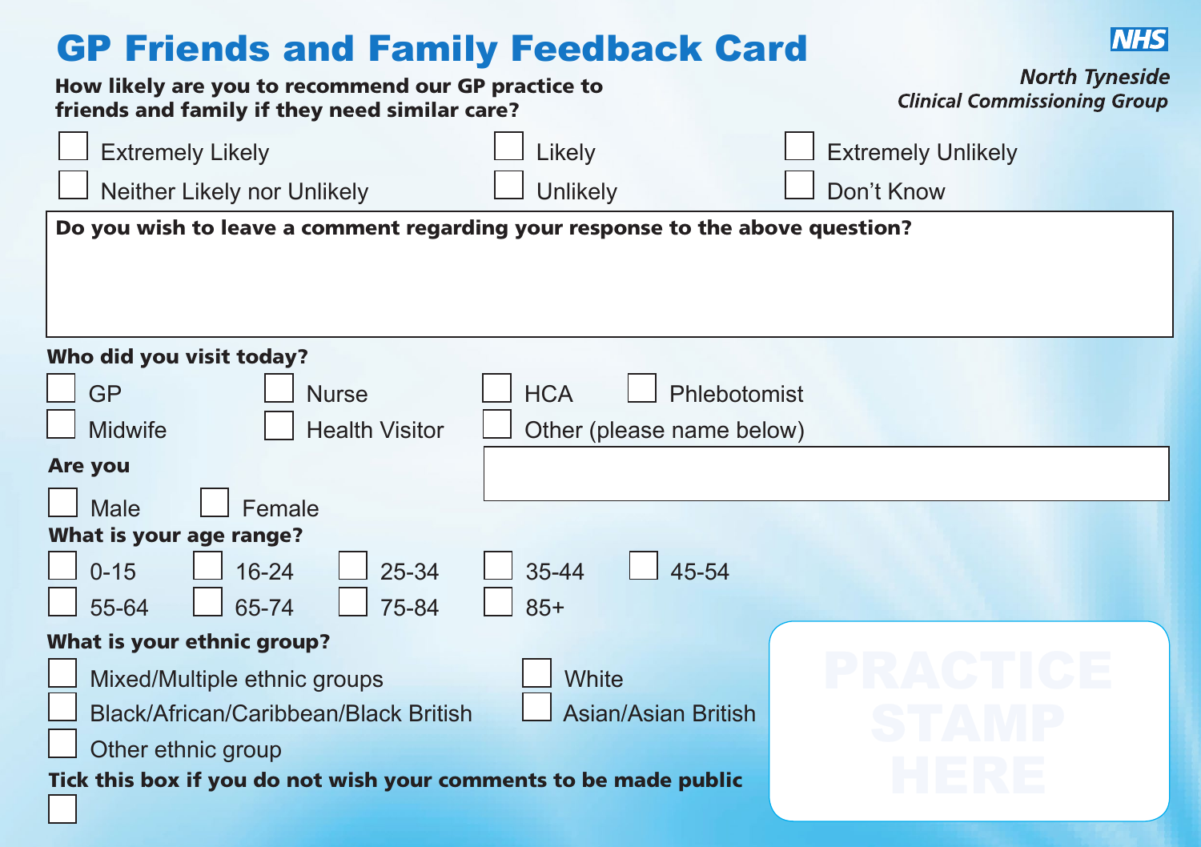# GP Friends and Family Feedback Card

**NHS**

***North Tyneside Clinical Commissioning Group***

**How likely are you to recommend our GP practice to friends and family if they need similar care?**

- ☐ Extremely Likely
- ☐ Likely
- ☐ Extremely Unlikely
- ☐ Neither Likely nor Unlikely
- ☐ Unlikely
- ☐ Don't Know

**Do you wish to leave a comment regarding your response to the above question?**

**Who did you visit today?**

- ☐ GP
- ☐ Nurse
- ☐ HCA
- ☐ Phlebotomist
- ☐ Midwife
- ☐ Health Visitor
- ☐ Other (please name below)

**Are you**

- ☐ Male
- ☐ Female

**What is your age range?**

- ☐ 0-15
- ☐ 16-24
- ☐ 25-34
- ☐ 35-44
- ☐ 45-54
- ☐ 55-64
- ☐ 65-74
- ☐ 75-84
- ☐ 85+

**What is your ethnic group?**

- ☐ Mixed/Multiple ethnic groups
- ☐ White
- ☐ Black/African/Caribbean/Black British
- ☐ Asian/Asian British
- ☐ Other ethnic group

**Tick this box if you do not wish your comments to be made public**

☐

PRACTICE STAMP HERE